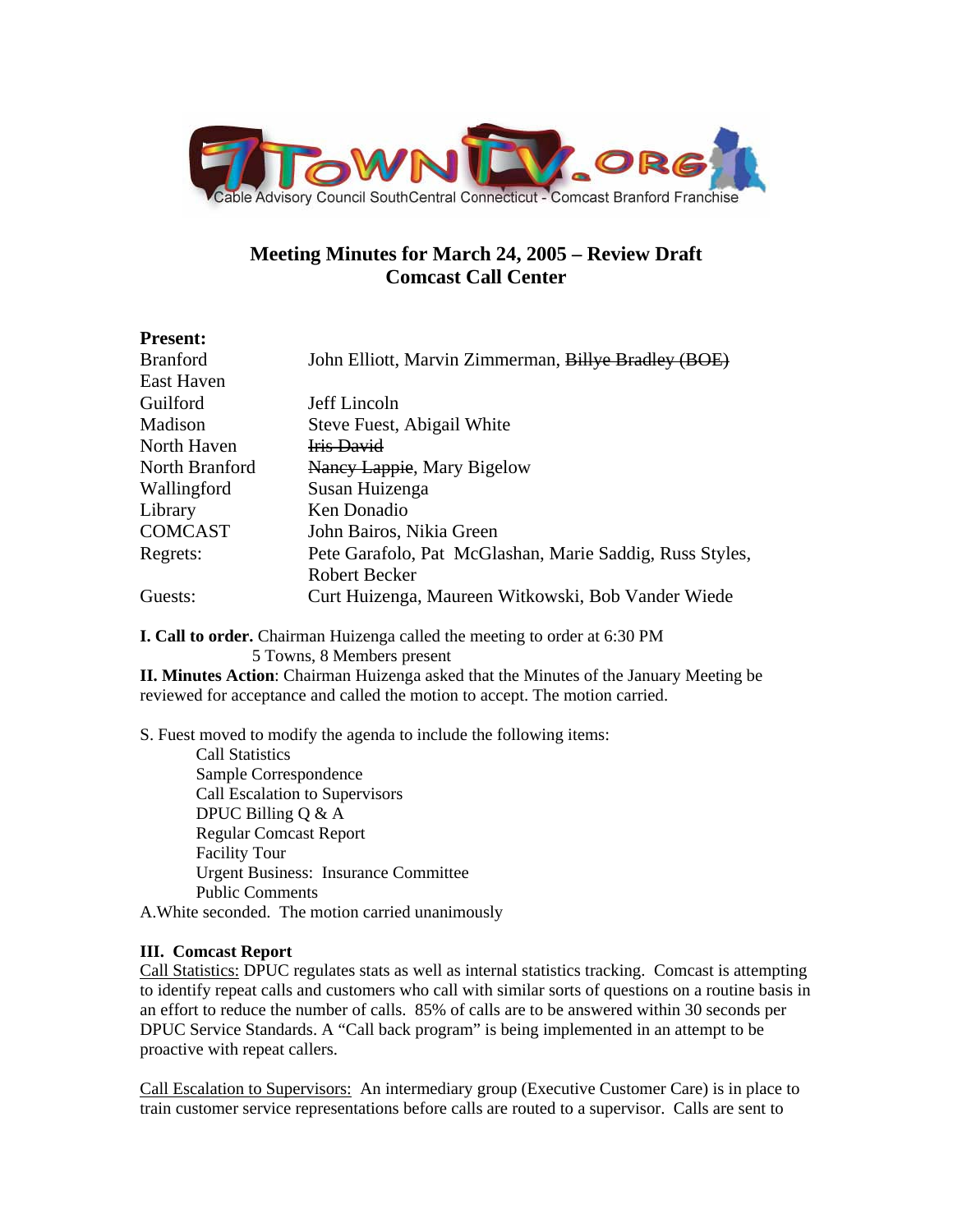Cable Advisory Council SouthCentral Connecticut - Comcast Branford Franchise

# Meeting Minutes for March 24, 2005 – Review Draft
## Comcast Call Center

**Present:**

| | |
|---|---|
| Branford | John Elliott, Marvin Zimmerman, ~~Billye Bradley (BOE)~~ |
| East Haven | |
| Guilford | Jeff Lincoln |
| Madison | Steve Fuest, Abigail White |
| North Haven | ~~Iris David~~ |
| North Branford | ~~Nancy Lappie~~, Mary Bigelow |
| Wallingford | Susan Huizenga |
| Library | Ken Donadio |
| COMCAST | John Bairos, Nikia Green |
| Regrets: | Pete Garafolo, Pat McGlashan, Marie Saddig, Russ Styles, Robert Becker |
| Guests: | Curt Huizenga, Maureen Witkowski, Bob Vander Wiede |

**I. Call to order.** Chairman Huizenga called the meeting to order at 6:30 PM
5 Towns, 8 Members present

**II. Minutes Action**: Chairman Huizenga asked that the Minutes of the January Meeting be reviewed for acceptance and called the motion to accept. The motion carried.

S. Fuest moved to modify the agenda to include the following items:

- Call Statistics
- Sample Correspondence
- Call Escalation to Supervisors
- DPUC Billing Q & A
- Regular Comcast Report
- Facility Tour
- Urgent Business: Insurance Committee
- Public Comments

A.White seconded. The motion carried unanimously

**III. Comcast Report**

Call Statistics: DPUC regulates stats as well as internal statistics tracking. Comcast is attempting to identify repeat calls and customers who call with similar sorts of questions on a routine basis in an effort to reduce the number of calls. 85% of calls are to be answered within 30 seconds per DPUC Service Standards. A "Call back program" is being implemented in an attempt to be proactive with repeat callers.

Call Escalation to Supervisors: An intermediary group (Executive Customer Care) is in place to train customer service representations before calls are routed to a supervisor. Calls are sent to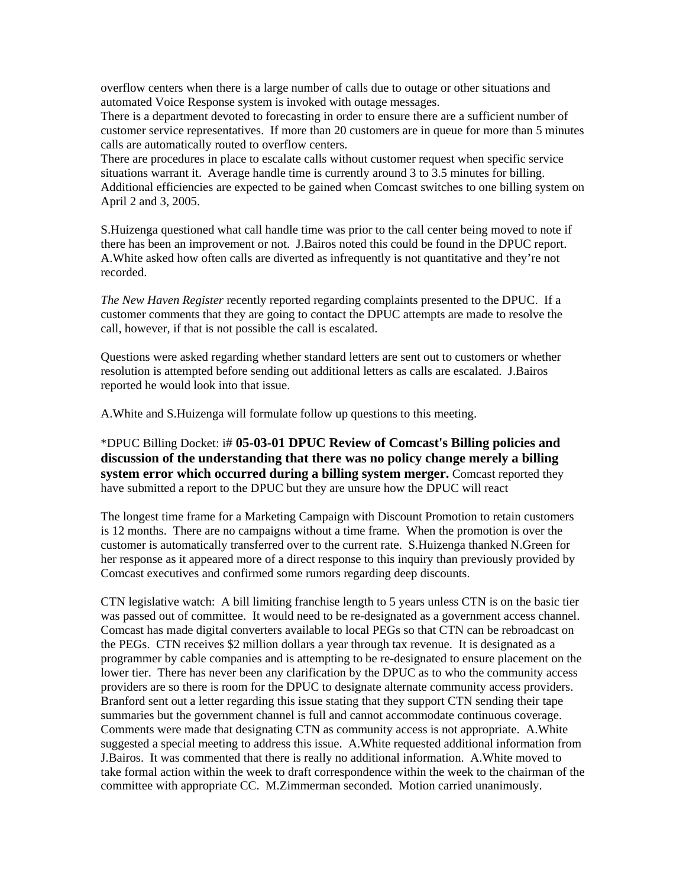overflow centers when there is a large number of calls due to outage or other situations and automated Voice Response system is invoked with outage messages.
There is a department devoted to forecasting in order to ensure there are a sufficient number of customer service representatives. If more than 20 customers are in queue for more than 5 minutes calls are automatically routed to overflow centers.
There are procedures in place to escalate calls without customer request when specific service situations warrant it. Average handle time is currently around 3 to 3.5 minutes for billing. Additional efficiencies are expected to be gained when Comcast switches to one billing system on April 2 and 3, 2005.

S.Huizenga questioned what call handle time was prior to the call center being moved to note if there has been an improvement or not. J.Bairos noted this could be found in the DPUC report. A.White asked how often calls are diverted as infrequently is not quantitative and they're not recorded.

*The New Haven Register* recently reported regarding complaints presented to the DPUC. If a customer comments that they are going to contact the DPUC attempts are made to resolve the call, however, if that is not possible the call is escalated.

Questions were asked regarding whether standard letters are sent out to customers or whether resolution is attempted before sending out additional letters as calls are escalated. J.Bairos reported he would look into that issue.

A.White and S.Huizenga will formulate follow up questions to this meeting.

*DPUC Billing Docket: i# **05-03-01 DPUC Review of Comcast's Billing policies and discussion of the understanding that there was no policy change merely a billing system error which occurred during a billing system merger.** Comcast reported they have submitted a report to the DPUC but they are unsure how the DPUC will react

The longest time frame for a Marketing Campaign with Discount Promotion to retain customers is 12 months. There are no campaigns without a time frame. When the promotion is over the customer is automatically transferred over to the current rate. S.Huizenga thanked N.Green for her response as it appeared more of a direct response to this inquiry than previously provided by Comcast executives and confirmed some rumors regarding deep discounts.

CTN legislative watch: A bill limiting franchise length to 5 years unless CTN is on the basic tier was passed out of committee. It would need to be re-designated as a government access channel. Comcast has made digital converters available to local PEGs so that CTN can be rebroadcast on the PEGs. CTN receives $2 million dollars a year through tax revenue. It is designated as a programmer by cable companies and is attempting to be re-designated to ensure placement on the lower tier. There has never been any clarification by the DPUC as to who the community access providers are so there is room for the DPUC to designate alternate community access providers. Branford sent out a letter regarding this issue stating that they support CTN sending their tape summaries but the government channel is full and cannot accommodate continuous coverage. Comments were made that designating CTN as community access is not appropriate. A.White suggested a special meeting to address this issue. A.White requested additional information from J.Bairos. It was commented that there is really no additional information. A.White moved to take formal action within the week to draft correspondence within the week to the chairman of the committee with appropriate CC. M.Zimmerman seconded. Motion carried unanimously.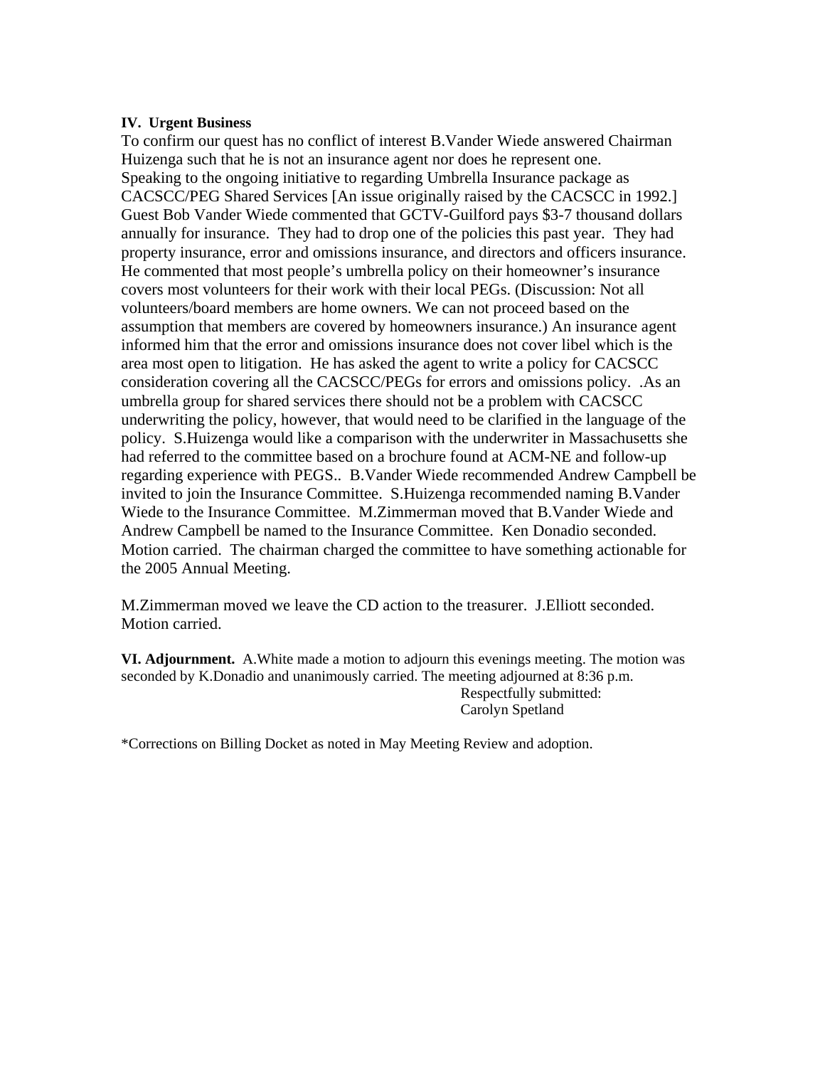**IV. Urgent Business**

To confirm our quest has no conflict of interest B.Vander Wiede answered Chairman Huizenga such that he is not an insurance agent nor does he represent one.
Speaking to the ongoing initiative to regarding Umbrella Insurance package as CACSCC/PEG Shared Services [An issue originally raised by the CACSCC in 1992.] Guest Bob Vander Wiede commented that GCTV-Guilford pays $3-7 thousand dollars annually for insurance. They had to drop one of the policies this past year. They had property insurance, error and omissions insurance, and directors and officers insurance. He commented that most people's umbrella policy on their homeowner's insurance covers most volunteers for their work with their local PEGs. (Discussion: Not all volunteers/board members are home owners. We can not proceed based on the assumption that members are covered by homeowners insurance.) An insurance agent informed him that the error and omissions insurance does not cover libel which is the area most open to litigation. He has asked the agent to write a policy for CACSCC consideration covering all the CACSCC/PEGs for errors and omissions policy. .As an umbrella group for shared services there should not be a problem with CACSCC underwriting the policy, however, that would need to be clarified in the language of the policy. S.Huizenga would like a comparison with the underwriter in Massachusetts she had referred to the committee based on a brochure found at ACM-NE and follow-up regarding experience with PEGS.. B.Vander Wiede recommended Andrew Campbell be invited to join the Insurance Committee. S.Huizenga recommended naming B.Vander Wiede to the Insurance Committee. M.Zimmerman moved that B.Vander Wiede and Andrew Campbell be named to the Insurance Committee. Ken Donadio seconded. Motion carried. The chairman charged the committee to have something actionable for the 2005 Annual Meeting.

M.Zimmerman moved we leave the CD action to the treasurer. J.Elliott seconded. Motion carried.

**VI. Adjournment.** A.White made a motion to adjourn this evenings meeting. The motion was seconded by K.Donadio and unanimously carried. The meeting adjourned at 8:36 p.m.

Respectfully submitted:
Carolyn Spetland

*Corrections on Billing Docket as noted in May Meeting Review and adoption.